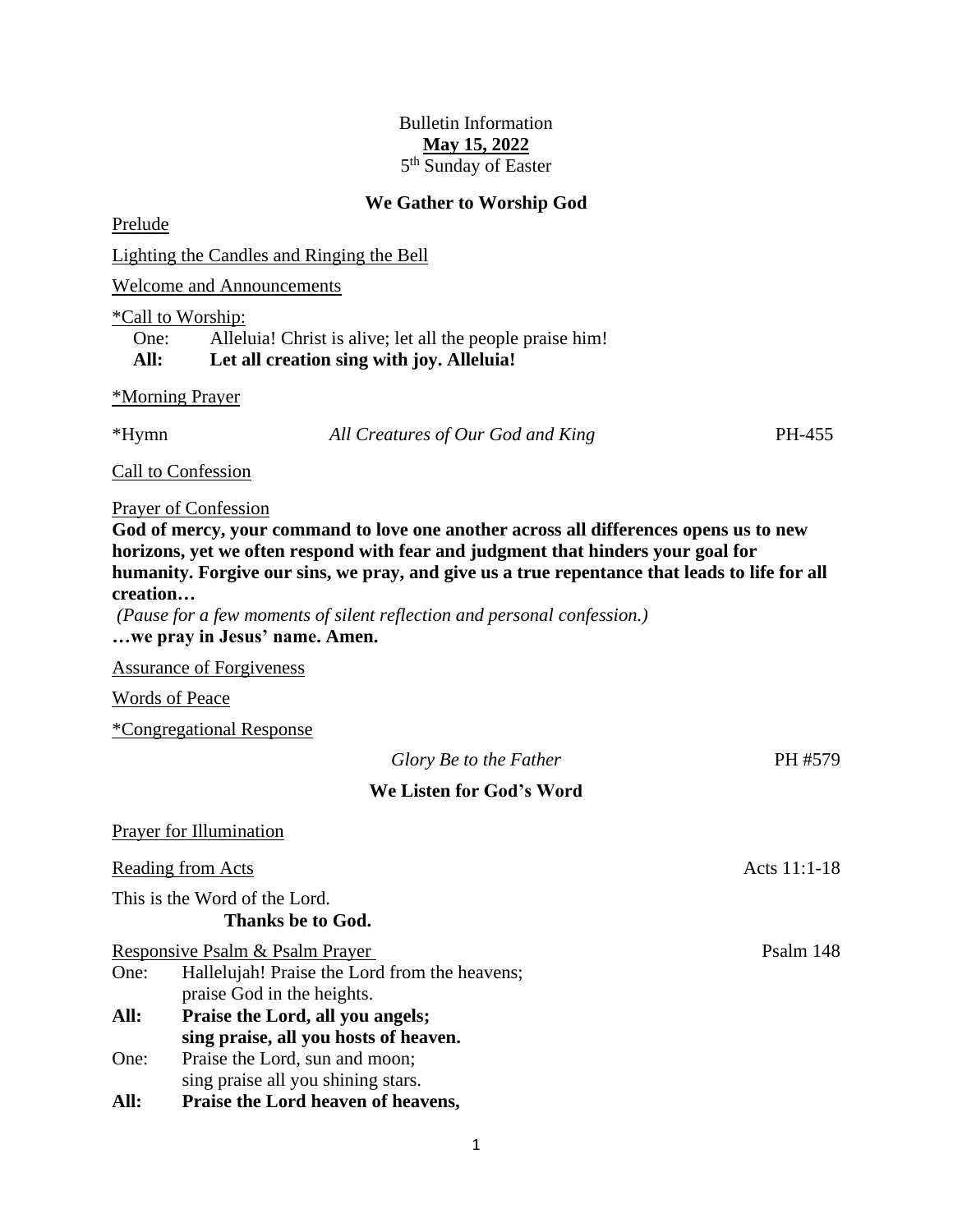Bulletin Information

**May 15, 2022**

5th Sunday of Easter

## We Gather to Worship God

Prelude

Lighting the Candles and Ringing the Bell

Welcome and Announcements

*Call to Worship:

One: Alleluia! Christ is alive; let all the people praise him!

**All: Let all creation sing with joy. Alleluia!**

*Morning Prayer

*Hymn *All Creatures of Our God and King* PH-455

Call to Confession

Prayer of Confession

**God of mercy, your command to love one another across all differences opens us to new horizons, yet we often respond with fear and judgment that hinders your goal for humanity. Forgive our sins, we pray, and give us a true repentance that leads to life for all creation…**

*(Pause for a few moments of silent reflection and personal confession.)*

**…we pray in Jesus' name. Amen.**

Assurance of Forgiveness

Words of Peace

*Congregational Response

*Glory Be to the Father* PH #579

## We Listen for God's Word

Prayer for Illumination

Reading from Acts Acts 11:1-18

This is the Word of the Lord.

**Thanks be to God.**

Responsive Psalm & Psalm Prayer Psalm 148

One: Hallelujah! Praise the Lord from the heavens;
praise God in the heights.

**All: Praise the Lord, all you angels;
sing praise, all you hosts of heaven.**

One: Praise the Lord, sun and moon;
sing praise all you shining stars.

**All: Praise the Lord heaven of heavens,**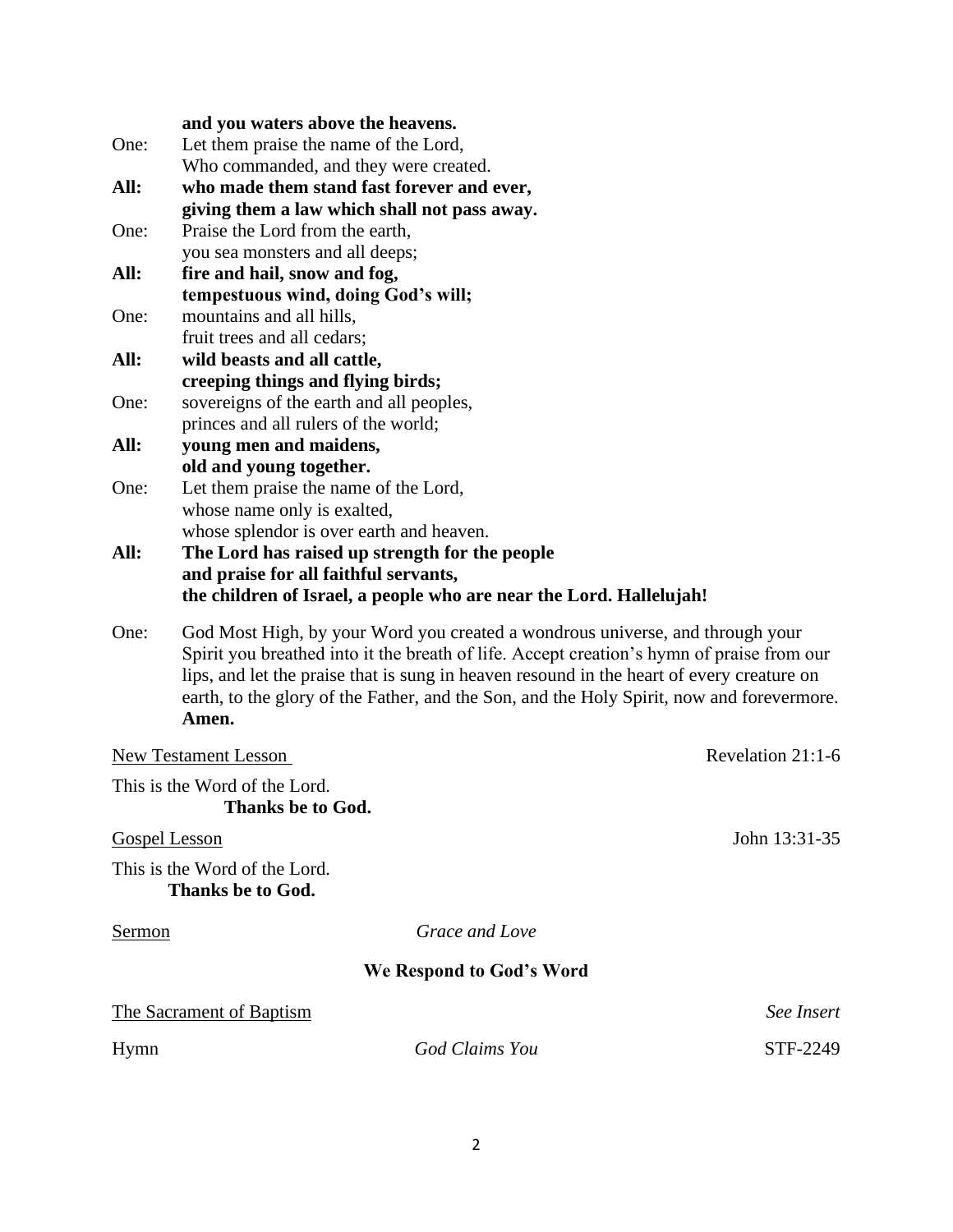**and you waters above the heavens.**

One: Let them praise the name of the Lord,
Who commanded, and they were created.

**All: who made them stand fast forever and ever,**
**giving them a law which shall not pass away.**

One: Praise the Lord from the earth,
you sea monsters and all deeps;

**All: fire and hail, snow and fog,**
**tempestuous wind, doing God's will;**

One: mountains and all hills,
fruit trees and all cedars;

**All: wild beasts and all cattle,**
**creeping things and flying birds;**

One: sovereigns of the earth and all peoples,
princes and all rulers of the world;

**All: young men and maidens,**
**old and young together.**

One: Let them praise the name of the Lord,
whose name only is exalted,
whose splendor is over earth and heaven.

**All: The Lord has raised up strength for the people**
**and praise for all faithful servants,**
**the children of Israel, a people who are near the Lord. Hallelujah!**

One: God Most High, by your Word you created a wondrous universe, and through your Spirit you breathed into it the breath of life. Accept creation's hymn of praise from our lips, and let the praise that is sung in heaven resound in the heart of every creature on earth, to the glory of the Father, and the Son, and the Holy Spirit, now and forevermore. **Amen.**

New Testament Lesson — Revelation 21:1-6

This is the Word of the Lord.
**Thanks be to God.**

Gospel Lesson — John 13:31-35

This is the Word of the Lord.
**Thanks be to God.**

Sermon — *Grace and Love*

## We Respond to God's Word

The Sacrament of Baptism — *See Insert*

Hymn — *God Claims You* — STF-2249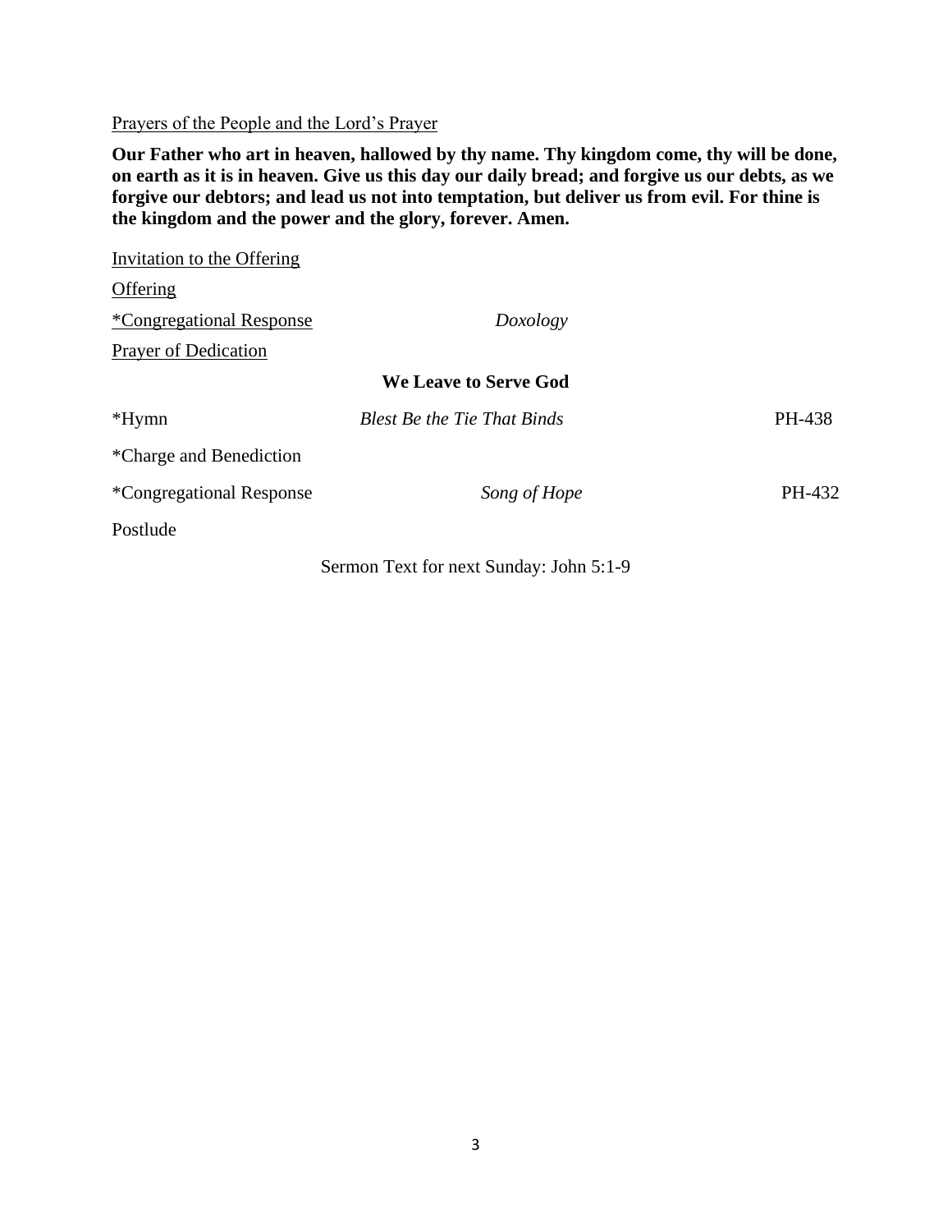Prayers of the People and the Lord's Prayer

**Our Father who art in heaven, hallowed by thy name. Thy kingdom come, thy will be done, on earth as it is in heaven. Give us this day our daily bread; and forgive us our debts, as we forgive our debtors; and lead us not into temptation, but deliver us from evil. For thine is the kingdom and the power and the glory, forever. Amen.**

Invitation to the Offering

Offering

*Congregational Response — *Doxology*

Prayer of Dedication

### We Leave to Serve God

*Hymn — *Blest Be the Tie That Binds* — PH-438

*Charge and Benediction

*Congregational Response — *Song of Hope* — PH-432

Postlude

Sermon Text for next Sunday: John 5:1-9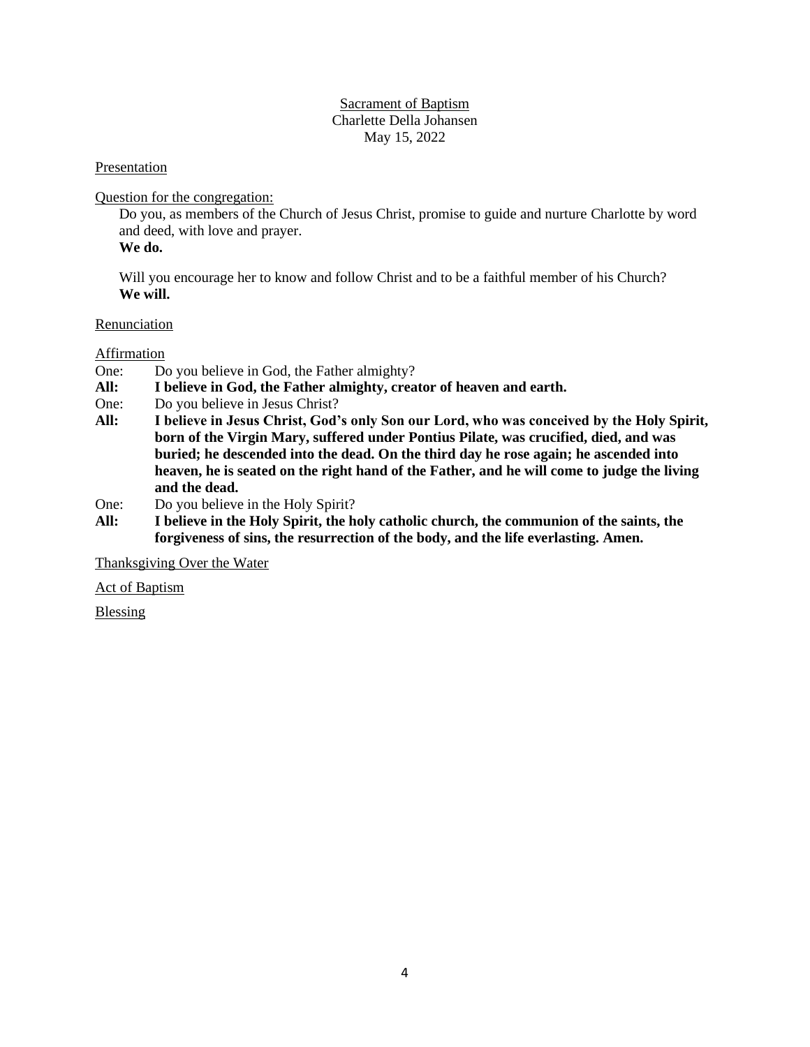<u>Sacrament of Baptism</u>
Charlette Della Johansen
May 15, 2022

<u>Presentation</u>

<u>Question for the congregation:</u>

Do you, as members of the Church of Jesus Christ, promise to guide and nurture Charlotte by word and deed, with love and prayer.
**We do.**

Will you encourage her to know and follow Christ and to be a faithful member of his Church?
**We will.**

<u>Renunciation</u>

<u>Affirmation</u>

One: Do you believe in God, the Father almighty?
**All: I believe in God, the Father almighty, creator of heaven and earth.**
One: Do you believe in Jesus Christ?
**All: I believe in Jesus Christ, God's only Son our Lord, who was conceived by the Holy Spirit, born of the Virgin Mary, suffered under Pontius Pilate, was crucified, died, and was buried; he descended into the dead. On the third day he rose again; he ascended into heaven, he is seated on the right hand of the Father, and he will come to judge the living and the dead.**
One: Do you believe in the Holy Spirit?
**All: I believe in the Holy Spirit, the holy catholic church, the communion of the saints, the forgiveness of sins, the resurrection of the body, and the life everlasting. Amen.**

<u>Thanksgiving Over the Water</u>

<u>Act of Baptism</u>

<u>Blessing</u>